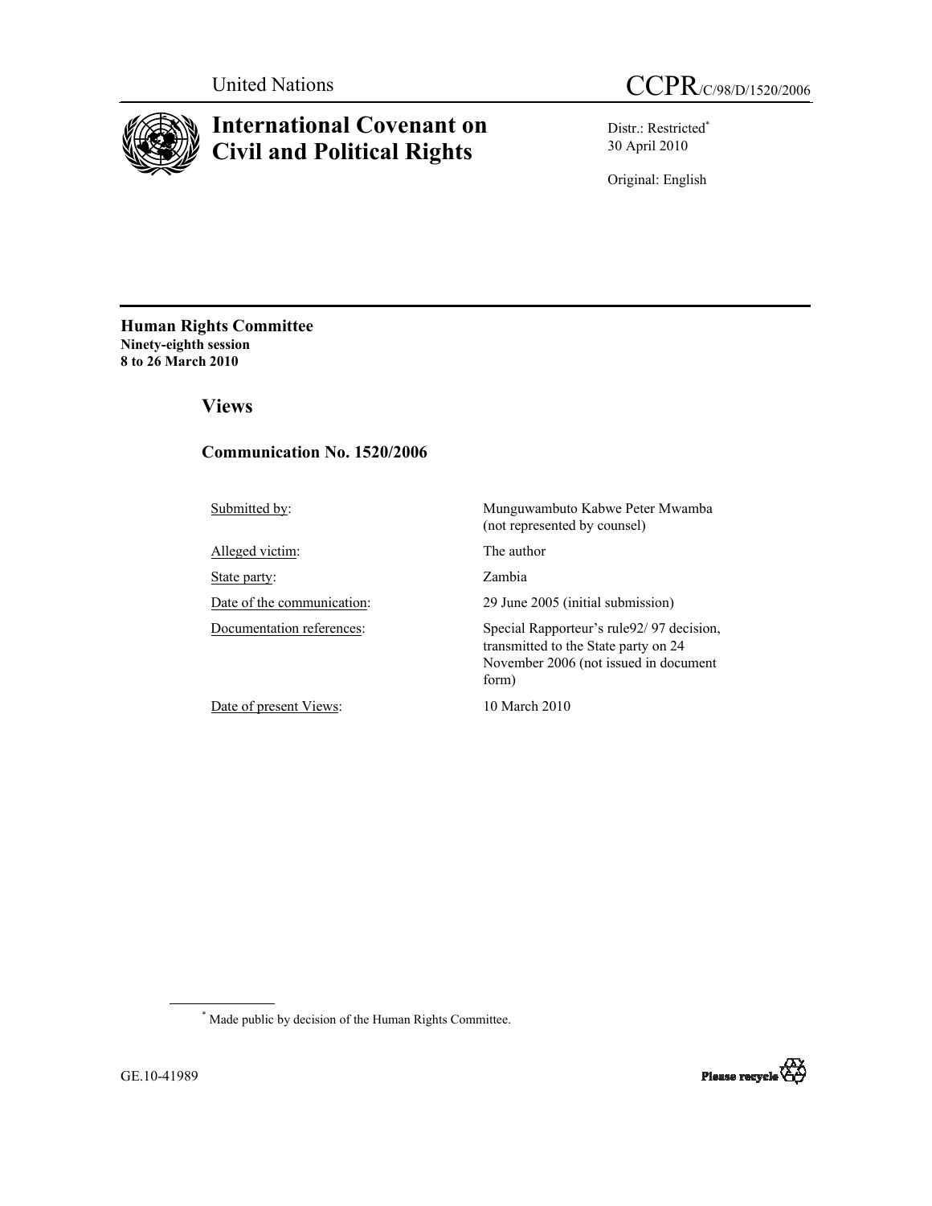United Nations

CCPR/C/98/D/1520/2006

# International Covenant on Civil and Political Rights

Distr.: Restricted*
30 April 2010

Original: English

**Human Rights Committee**
**Ninety-eighth session**
**8 to 26 March 2010**

## Views

### Communication No. 1520/2006

| | |
|---|---|
| Submitted by: | Munguwambuto Kabwe Peter Mwamba (not represented by counsel) |
| Alleged victim: | The author |
| State party: | Zambia |
| Date of the communication: | 29 June 2005 (initial submission) |
| Documentation references: | Special Rapporteur's rule92/ 97 decision, transmitted to the State party on 24 November 2006 (not issued in document form) |
| Date of present Views: | 10 March 2010 |

\* Made public by decision of the Human Rights Committee.

GE.10-41989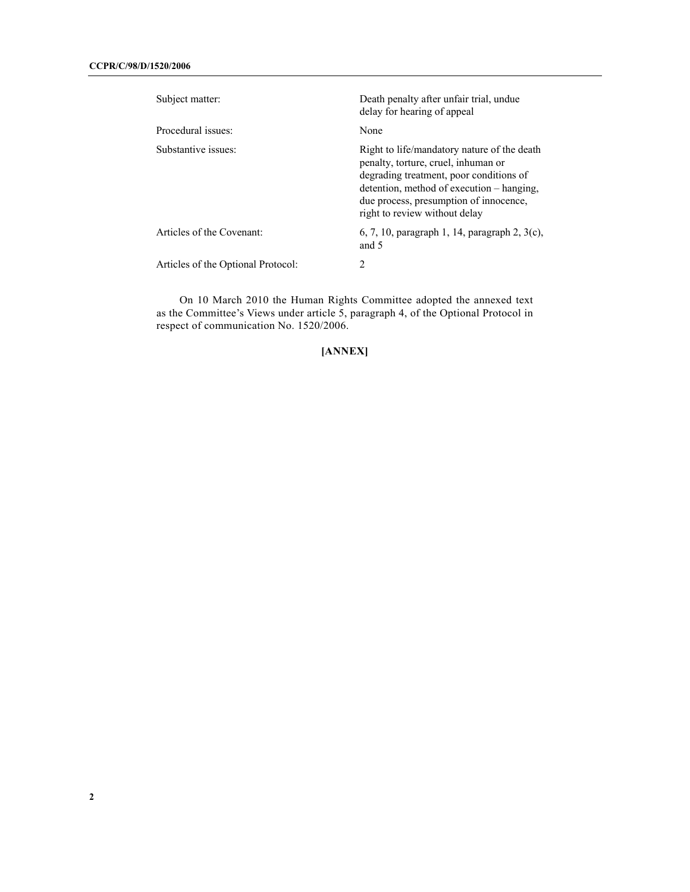| | |
|---|---|
| Subject matter: | Death penalty after unfair trial, undue delay for hearing of appeal |
| Procedural issues: | None |
| Substantive issues: | Right to life/mandatory nature of the death penalty, torture, cruel, inhuman or degrading treatment, poor conditions of detention, method of execution – hanging, due process, presumption of innocence, right to review without delay |
| Articles of the Covenant: | 6, 7, 10, paragraph 1, 14, paragraph 2, 3(c), and 5 |
| Articles of the Optional Protocol: | 2 |

On 10 March 2010 the Human Rights Committee adopted the annexed text as the Committee's Views under article 5, paragraph 4, of the Optional Protocol in respect of communication No. 1520/2006.

**[ANNEX]**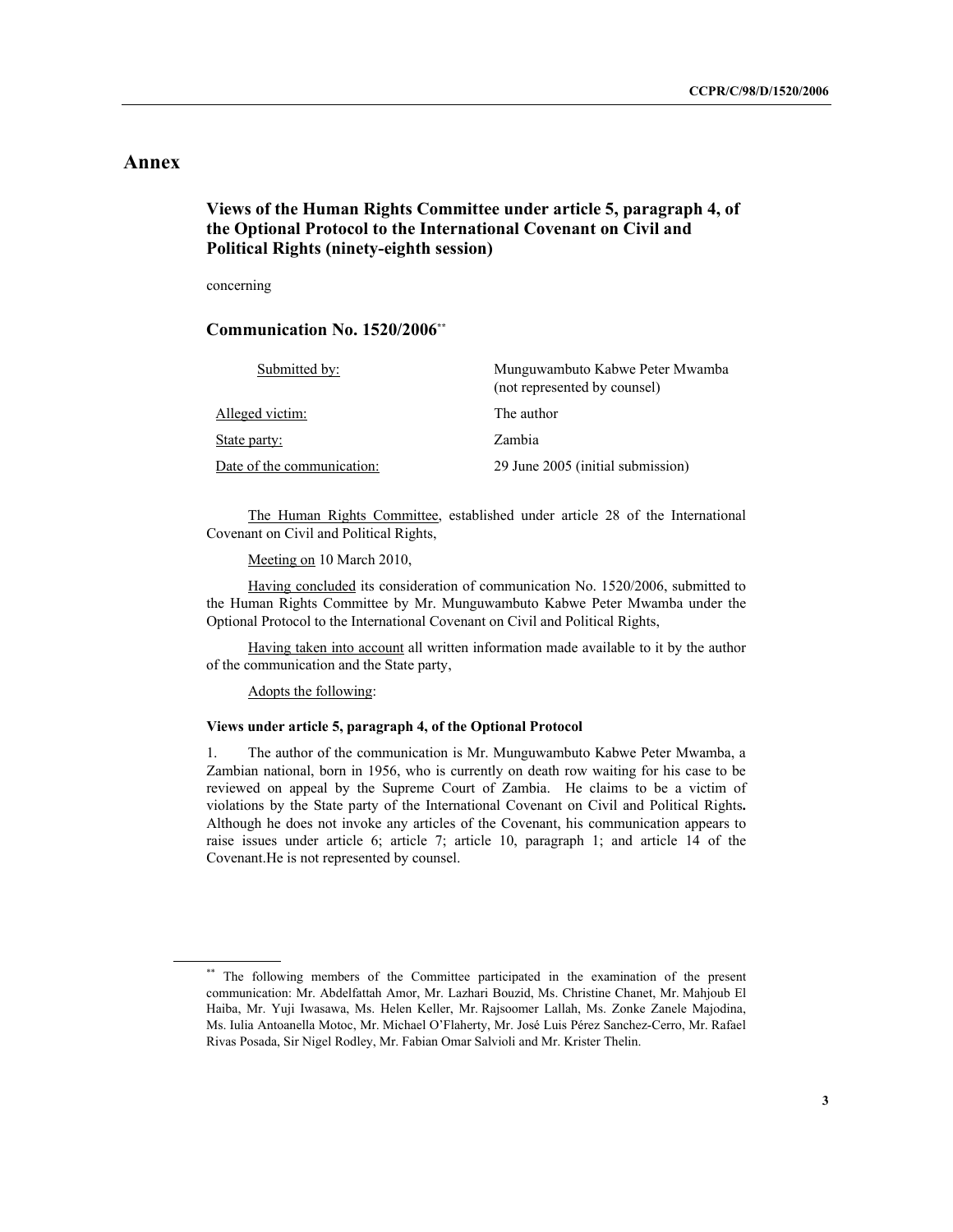# Annex

## Views of the Human Rights Committee under article 5, paragraph 4, of the Optional Protocol to the International Covenant on Civil and Political Rights (ninety-eighth session)

concerning

## Communication No. 1520/2006[**]

| | |
|---|---|
| Submitted by: | Munguwambuto Kabwe Peter Mwamba (not represented by counsel) |
| Alleged victim: | The author |
| State party: | Zambia |
| Date of the communication: | 29 June 2005 (initial submission) |

The Human Rights Committee, established under article 28 of the International Covenant on Civil and Political Rights,

Meeting on 10 March 2010,

Having concluded its consideration of communication No. 1520/2006, submitted to the Human Rights Committee by Mr. Munguwambuto Kabwe Peter Mwamba under the Optional Protocol to the International Covenant on Civil and Political Rights,

Having taken into account all written information made available to it by the author of the communication and the State party,

Adopts the following:

**Views under article 5, paragraph 4, of the Optional Protocol**

1. The author of the communication is Mr. Munguwambuto Kabwe Peter Mwamba, a Zambian national, born in 1956, who is currently on death row waiting for his case to be reviewed on appeal by the Supreme Court of Zambia. He claims to be a victim of violations by the State party of the International Covenant on Civil and Political Rights**.** Although he does not invoke any articles of the Covenant, his communication appears to raise issues under article 6; article 7; article 10, paragraph 1; and article 14 of the Covenant.He is not represented by counsel.

[**] The following members of the Committee participated in the examination of the present communication: Mr. Abdelfattah Amor, Mr. Lazhari Bouzid, Ms. Christine Chanet, Mr. Mahjoub El Haiba, Mr. Yuji Iwasawa, Ms. Helen Keller, Mr. Rajsoomer Lallah, Ms. Zonke Zanele Majodina, Ms. Iulia Antoanella Motoc, Mr. Michael O'Flaherty, Mr. José Luis Pérez Sanchez-Cerro, Mr. Rafael Rivas Posada, Sir Nigel Rodley, Mr. Fabian Omar Salvioli and Mr. Krister Thelin.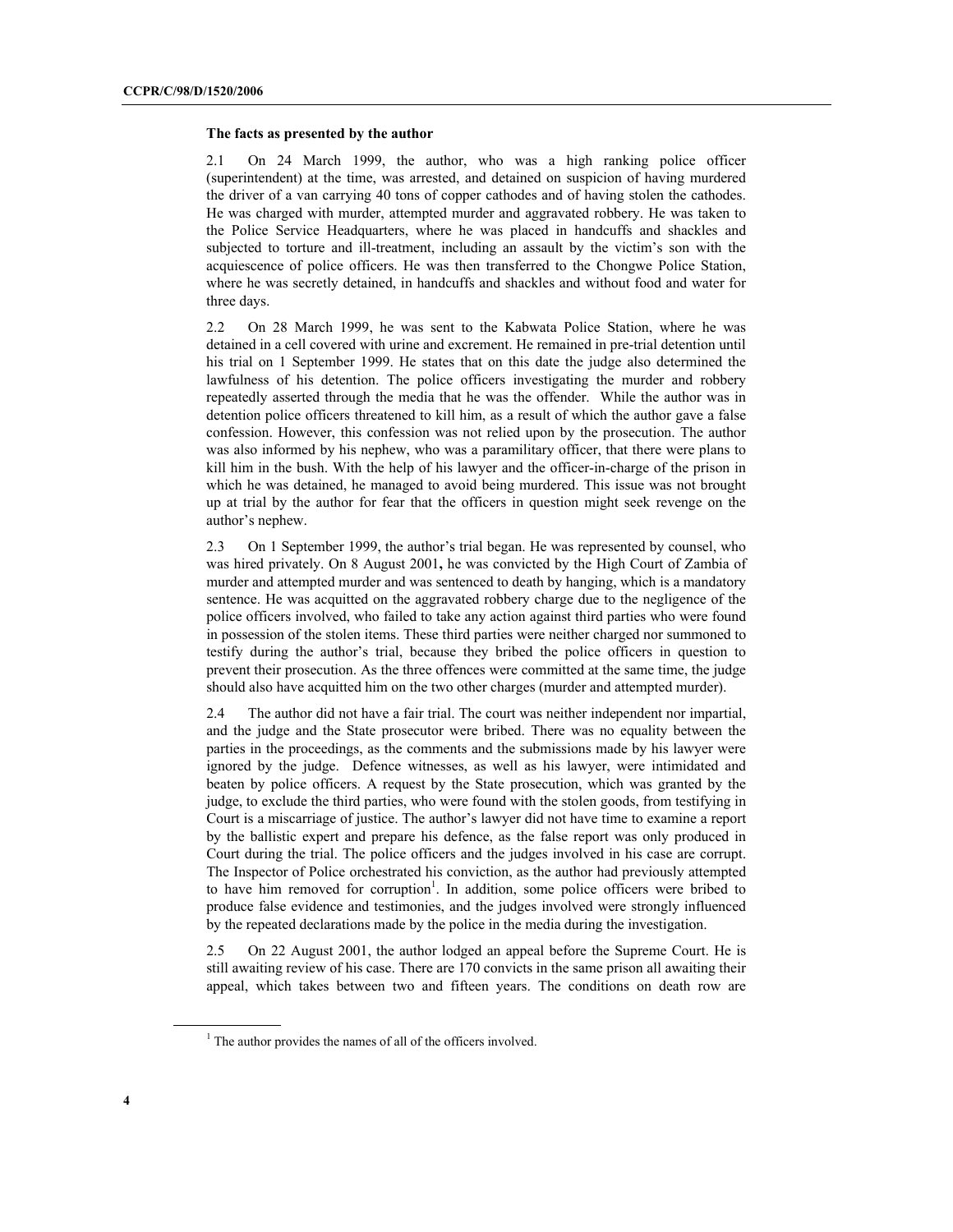**The facts as presented by the author**

2.1 On 24 March 1999, the author, who was a high ranking police officer (superintendent) at the time, was arrested, and detained on suspicion of having murdered the driver of a van carrying 40 tons of copper cathodes and of having stolen the cathodes. He was charged with murder, attempted murder and aggravated robbery. He was taken to the Police Service Headquarters, where he was placed in handcuffs and shackles and subjected to torture and ill-treatment, including an assault by the victim's son with the acquiescence of police officers. He was then transferred to the Chongwe Police Station, where he was secretly detained, in handcuffs and shackles and without food and water for three days.

2.2 On 28 March 1999, he was sent to the Kabwata Police Station, where he was detained in a cell covered with urine and excrement. He remained in pre-trial detention until his trial on 1 September 1999. He states that on this date the judge also determined the lawfulness of his detention. The police officers investigating the murder and robbery repeatedly asserted through the media that he was the offender. While the author was in detention police officers threatened to kill him, as a result of which the author gave a false confession. However, this confession was not relied upon by the prosecution. The author was also informed by his nephew, who was a paramilitary officer, that there were plans to kill him in the bush. With the help of his lawyer and the officer-in-charge of the prison in which he was detained, he managed to avoid being murdered. This issue was not brought up at trial by the author for fear that the officers in question might seek revenge on the author's nephew.

2.3 On 1 September 1999, the author's trial began. He was represented by counsel, who was hired privately. On 8 August 2001**,** he was convicted by the High Court of Zambia of murder and attempted murder and was sentenced to death by hanging, which is a mandatory sentence. He was acquitted on the aggravated robbery charge due to the negligence of the police officers involved, who failed to take any action against third parties who were found in possession of the stolen items. These third parties were neither charged nor summoned to testify during the author's trial, because they bribed the police officers in question to prevent their prosecution. As the three offences were committed at the same time, the judge should also have acquitted him on the two other charges (murder and attempted murder).

2.4 The author did not have a fair trial. The court was neither independent nor impartial, and the judge and the State prosecutor were bribed. There was no equality between the parties in the proceedings, as the comments and the submissions made by his lawyer were ignored by the judge. Defence witnesses, as well as his lawyer, were intimidated and beaten by police officers. A request by the State prosecution, which was granted by the judge, to exclude the third parties, who were found with the stolen goods, from testifying in Court is a miscarriage of justice. The author's lawyer did not have time to examine a report by the ballistic expert and prepare his defence, as the false report was only produced in Court during the trial. The police officers and the judges involved in his case are corrupt. The Inspector of Police orchestrated his conviction, as the author had previously attempted to have him removed for corruption[1]. In addition, some police officers were bribed to produce false evidence and testimonies, and the judges involved were strongly influenced by the repeated declarations made by the police in the media during the investigation.

2.5 On 22 August 2001, the author lodged an appeal before the Supreme Court. He is still awaiting review of his case. There are 170 convicts in the same prison all awaiting their appeal, which takes between two and fifteen years. The conditions on death row are

[1] The author provides the names of all of the officers involved.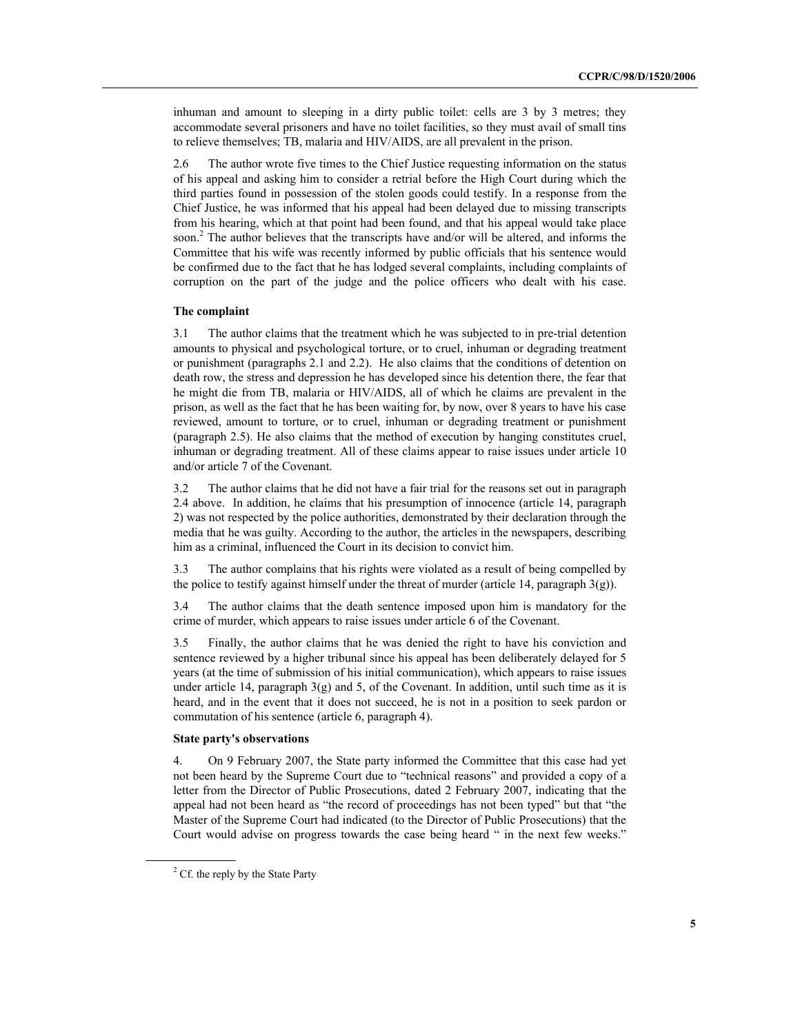inhuman and amount to sleeping in a dirty public toilet: cells are 3 by 3 metres; they accommodate several prisoners and have no toilet facilities, so they must avail of small tins to relieve themselves; TB, malaria and HIV/AIDS, are all prevalent in the prison.

2.6 The author wrote five times to the Chief Justice requesting information on the status of his appeal and asking him to consider a retrial before the High Court during which the third parties found in possession of the stolen goods could testify. In a response from the Chief Justice, he was informed that his appeal had been delayed due to missing transcripts from his hearing, which at that point had been found, and that his appeal would take place soon.[2] The author believes that the transcripts have and/or will be altered, and informs the Committee that his wife was recently informed by public officials that his sentence would be confirmed due to the fact that he has lodged several complaints, including complaints of corruption on the part of the judge and the police officers who dealt with his case.

**The complaint**

3.1 The author claims that the treatment which he was subjected to in pre-trial detention amounts to physical and psychological torture, or to cruel, inhuman or degrading treatment or punishment (paragraphs 2.1 and 2.2). He also claims that the conditions of detention on death row, the stress and depression he has developed since his detention there, the fear that he might die from TB, malaria or HIV/AIDS, all of which he claims are prevalent in the prison, as well as the fact that he has been waiting for, by now, over 8 years to have his case reviewed, amount to torture, or to cruel, inhuman or degrading treatment or punishment (paragraph 2.5). He also claims that the method of execution by hanging constitutes cruel, inhuman or degrading treatment. All of these claims appear to raise issues under article 10 and/or article 7 of the Covenant.

3.2 The author claims that he did not have a fair trial for the reasons set out in paragraph 2.4 above. In addition, he claims that his presumption of innocence (article 14, paragraph 2) was not respected by the police authorities, demonstrated by their declaration through the media that he was guilty. According to the author, the articles in the newspapers, describing him as a criminal, influenced the Court in its decision to convict him.

3.3 The author complains that his rights were violated as a result of being compelled by the police to testify against himself under the threat of murder (article 14, paragraph 3(g)).

3.4 The author claims that the death sentence imposed upon him is mandatory for the crime of murder, which appears to raise issues under article 6 of the Covenant.

3.5 Finally, the author claims that he was denied the right to have his conviction and sentence reviewed by a higher tribunal since his appeal has been deliberately delayed for 5 years (at the time of submission of his initial communication), which appears to raise issues under article 14, paragraph 3(g) and 5, of the Covenant. In addition, until such time as it is heard, and in the event that it does not succeed, he is not in a position to seek pardon or commutation of his sentence (article 6, paragraph 4).

**State party's observations**

4. On 9 February 2007, the State party informed the Committee that this case had yet not been heard by the Supreme Court due to "technical reasons" and provided a copy of a letter from the Director of Public Prosecutions, dated 2 February 2007, indicating that the appeal had not been heard as "the record of proceedings has not been typed" but that "the Master of the Supreme Court had indicated (to the Director of Public Prosecutions) that the Court would advise on progress towards the case being heard " in the next few weeks."

[2] Cf. the reply by the State Party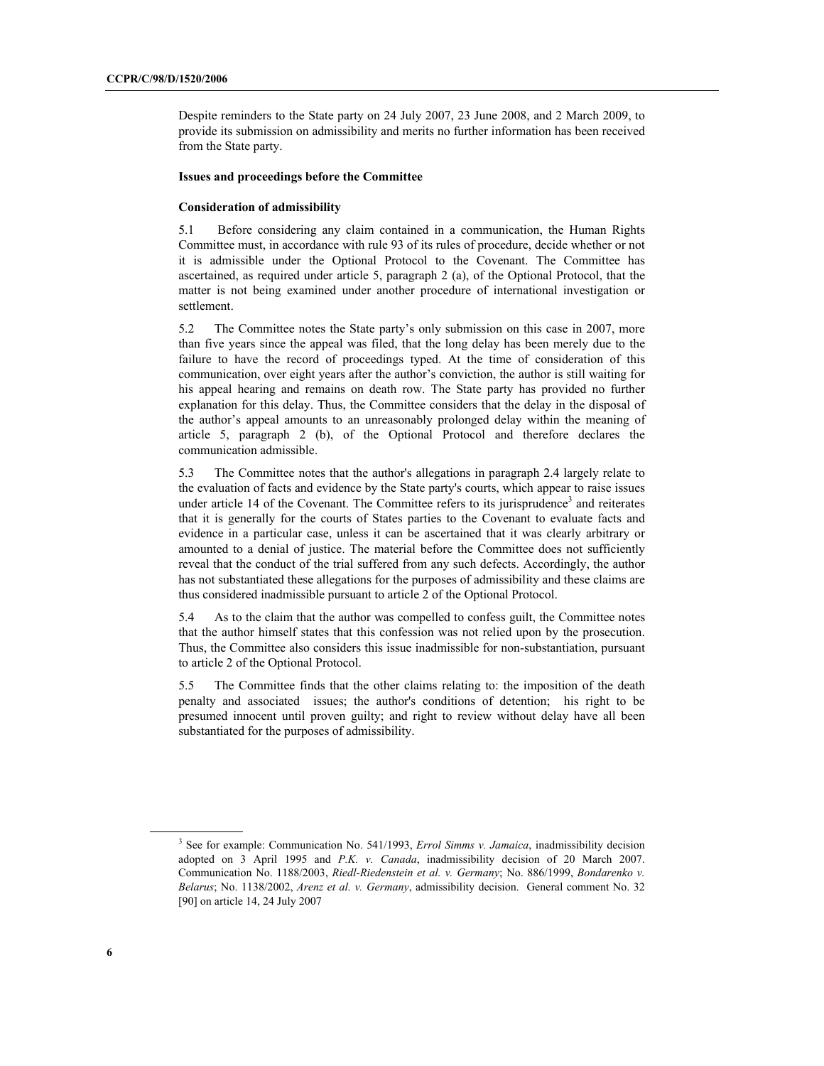Despite reminders to the State party on 24 July 2007, 23 June 2008, and 2 March 2009, to provide its submission on admissibility and merits no further information has been received from the State party.

**Issues and proceedings before the Committee**

**Consideration of admissibility**

5.1 Before considering any claim contained in a communication, the Human Rights Committee must, in accordance with rule 93 of its rules of procedure, decide whether or not it is admissible under the Optional Protocol to the Covenant. The Committee has ascertained, as required under article 5, paragraph 2 (a), of the Optional Protocol, that the matter is not being examined under another procedure of international investigation or settlement.

5.2 The Committee notes the State party's only submission on this case in 2007, more than five years since the appeal was filed, that the long delay has been merely due to the failure to have the record of proceedings typed. At the time of consideration of this communication, over eight years after the author's conviction, the author is still waiting for his appeal hearing and remains on death row. The State party has provided no further explanation for this delay. Thus, the Committee considers that the delay in the disposal of the author's appeal amounts to an unreasonably prolonged delay within the meaning of article 5, paragraph 2 (b), of the Optional Protocol and therefore declares the communication admissible.

5.3 The Committee notes that the author's allegations in paragraph 2.4 largely relate to the evaluation of facts and evidence by the State party's courts, which appear to raise issues under article 14 of the Covenant. The Committee refers to its jurisprudence[3] and reiterates that it is generally for the courts of States parties to the Covenant to evaluate facts and evidence in a particular case, unless it can be ascertained that it was clearly arbitrary or amounted to a denial of justice. The material before the Committee does not sufficiently reveal that the conduct of the trial suffered from any such defects. Accordingly, the author has not substantiated these allegations for the purposes of admissibility and these claims are thus considered inadmissible pursuant to article 2 of the Optional Protocol.

5.4 As to the claim that the author was compelled to confess guilt, the Committee notes that the author himself states that this confession was not relied upon by the prosecution. Thus, the Committee also considers this issue inadmissible for non-substantiation, pursuant to article 2 of the Optional Protocol.

5.5 The Committee finds that the other claims relating to: the imposition of the death penalty and associated issues; the author's conditions of detention; his right to be presumed innocent until proven guilty; and right to review without delay have all been substantiated for the purposes of admissibility.

---

[3] See for example: Communication No. 541/1993, *Errol Simms v. Jamaica*, inadmissibility decision adopted on 3 April 1995 and *P.K. v. Canada*, inadmissibility decision of 20 March 2007. Communication No. 1188/2003, *Riedl-Riedenstein et al. v. Germany*; No. 886/1999, *Bondarenko v. Belarus*; No. 1138/2002, *Arenz et al. v. Germany*, admissibility decision. General comment No. 32 [90] on article 14, 24 July 2007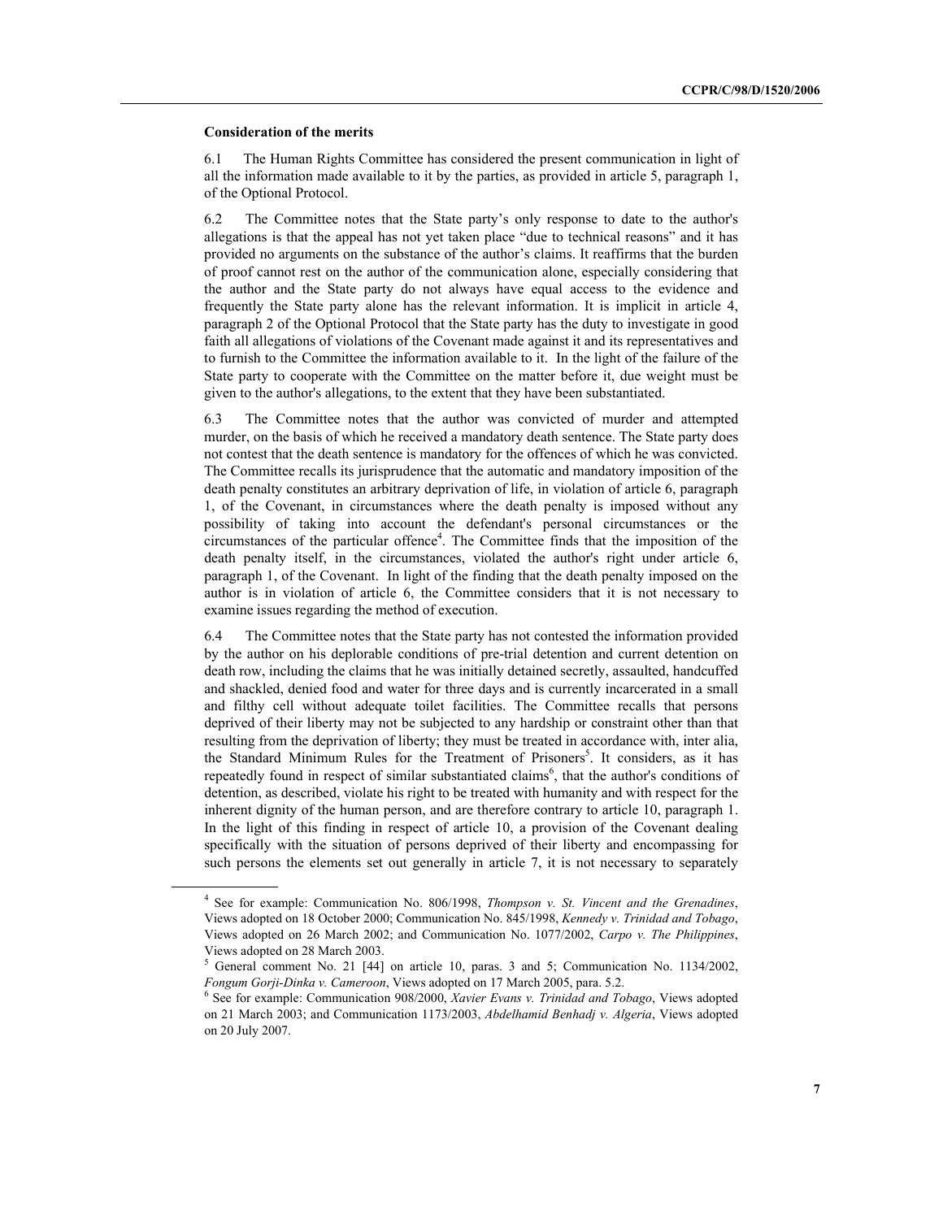**Consideration of the merits**

6.1 The Human Rights Committee has considered the present communication in light of all the information made available to it by the parties, as provided in article 5, paragraph 1, of the Optional Protocol.

6.2 The Committee notes that the State party's only response to date to the author's allegations is that the appeal has not yet taken place "due to technical reasons" and it has provided no arguments on the substance of the author's claims. It reaffirms that the burden of proof cannot rest on the author of the communication alone, especially considering that the author and the State party do not always have equal access to the evidence and frequently the State party alone has the relevant information. It is implicit in article 4, paragraph 2 of the Optional Protocol that the State party has the duty to investigate in good faith all allegations of violations of the Covenant made against it and its representatives and to furnish to the Committee the information available to it. In the light of the failure of the State party to cooperate with the Committee on the matter before it, due weight must be given to the author's allegations, to the extent that they have been substantiated.

6.3 The Committee notes that the author was convicted of murder and attempted murder, on the basis of which he received a mandatory death sentence. The State party does not contest that the death sentence is mandatory for the offences of which he was convicted. The Committee recalls its jurisprudence that the automatic and mandatory imposition of the death penalty constitutes an arbitrary deprivation of life, in violation of article 6, paragraph 1, of the Covenant, in circumstances where the death penalty is imposed without any possibility of taking into account the defendant's personal circumstances or the circumstances of the particular offence[4]. The Committee finds that the imposition of the death penalty itself, in the circumstances, violated the author's right under article 6, paragraph 1, of the Covenant. In light of the finding that the death penalty imposed on the author is in violation of article 6, the Committee considers that it is not necessary to examine issues regarding the method of execution.

6.4 The Committee notes that the State party has not contested the information provided by the author on his deplorable conditions of pre-trial detention and current detention on death row, including the claims that he was initially detained secretly, assaulted, handcuffed and shackled, denied food and water for three days and is currently incarcerated in a small and filthy cell without adequate toilet facilities. The Committee recalls that persons deprived of their liberty may not be subjected to any hardship or constraint other than that resulting from the deprivation of liberty; they must be treated in accordance with, inter alia, the Standard Minimum Rules for the Treatment of Prisoners[5]. It considers, as it has repeatedly found in respect of similar substantiated claims[6], that the author's conditions of detention, as described, violate his right to be treated with humanity and with respect for the inherent dignity of the human person, and are therefore contrary to article 10, paragraph 1. In the light of this finding in respect of article 10, a provision of the Covenant dealing specifically with the situation of persons deprived of their liberty and encompassing for such persons the elements set out generally in article 7, it is not necessary to separately

---

[4] See for example: Communication No. 806/1998, *Thompson v. St. Vincent and the Grenadines*, Views adopted on 18 October 2000; Communication No. 845/1998, *Kennedy v. Trinidad and Tobago*, Views adopted on 26 March 2002; and Communication No. 1077/2002, *Carpo v. The Philippines*, Views adopted on 28 March 2003.

[5] General comment No. 21 [44] on article 10, paras. 3 and 5; Communication No. 1134/2002, *Fongum Gorji-Dinka v. Cameroon*, Views adopted on 17 March 2005, para. 5.2.

[6] See for example: Communication 908/2000, *Xavier Evans v. Trinidad and Tobago*, Views adopted on 21 March 2003; and Communication 1173/2003, *Abdelhamid Benhadj v. Algeria*, Views adopted on 20 July 2007.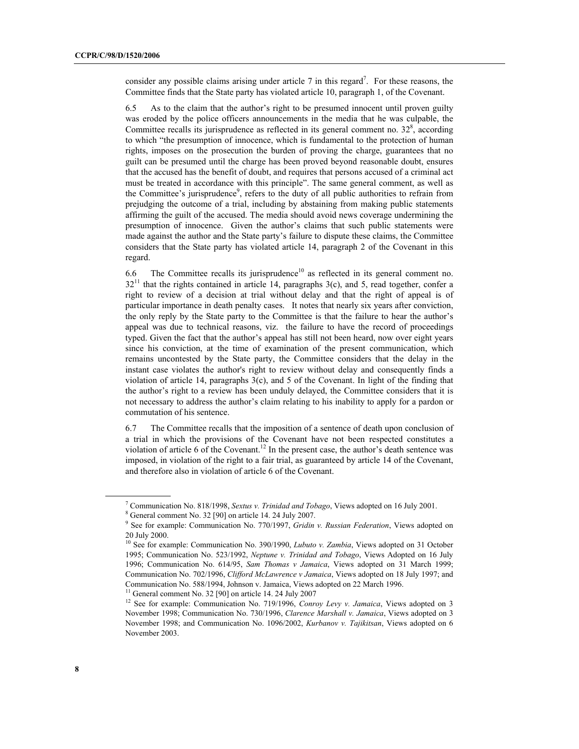consider any possible claims arising under article 7 in this regard[7]. For these reasons, the Committee finds that the State party has violated article 10, paragraph 1, of the Covenant.

6.5 As to the claim that the author's right to be presumed innocent until proven guilty was eroded by the police officers announcements in the media that he was culpable, the Committee recalls its jurisprudence as reflected in its general comment no. 32[8], according to which "the presumption of innocence, which is fundamental to the protection of human rights, imposes on the prosecution the burden of proving the charge, guarantees that no guilt can be presumed until the charge has been proved beyond reasonable doubt, ensures that the accused has the benefit of doubt, and requires that persons accused of a criminal act must be treated in accordance with this principle". The same general comment, as well as the Committee's jurisprudence[9], refers to the duty of all public authorities to refrain from prejudging the outcome of a trial, including by abstaining from making public statements affirming the guilt of the accused. The media should avoid news coverage undermining the presumption of innocence. Given the author's claims that such public statements were made against the author and the State party's failure to dispute these claims, the Committee considers that the State party has violated article 14, paragraph 2 of the Covenant in this regard.

6.6 The Committee recalls its jurisprudence[10] as reflected in its general comment no. 32[11] that the rights contained in article 14, paragraphs 3(c), and 5, read together, confer a right to review of a decision at trial without delay and that the right of appeal is of particular importance in death penalty cases. It notes that nearly six years after conviction, the only reply by the State party to the Committee is that the failure to hear the author's appeal was due to technical reasons, viz. the failure to have the record of proceedings typed. Given the fact that the author's appeal has still not been heard, now over eight years since his conviction, at the time of examination of the present communication, which remains uncontested by the State party, the Committee considers that the delay in the instant case violates the author's right to review without delay and consequently finds a violation of article 14, paragraphs 3(c), and 5 of the Covenant. In light of the finding that the author's right to a review has been unduly delayed, the Committee considers that it is not necessary to address the author's claim relating to his inability to apply for a pardon or commutation of his sentence.

6.7 The Committee recalls that the imposition of a sentence of death upon conclusion of a trial in which the provisions of the Covenant have not been respected constitutes a violation of article 6 of the Covenant.[12] In the present case, the author's death sentence was imposed, in violation of the right to a fair trial, as guaranteed by article 14 of the Covenant, and therefore also in violation of article 6 of the Covenant.

---

[7] Communication No. 818/1998, *Sextus v. Trinidad and Tobago*, Views adopted on 16 July 2001.

[8] General comment No. 32 [90] on article 14. 24 July 2007.

[9] See for example: Communication No. 770/1997, *Gridin v. Russian Federation*, Views adopted on 20 July 2000.

[10] See for example: Communication No. 390/1990, *Lubuto v. Zambia*, Views adopted on 31 October 1995; Communication No. 523/1992, *Neptune v. Trinidad and Tobago*, Views Adopted on 16 July 1996; Communication No. 614/95, *Sam Thomas v Jamaica*, Views adopted on 31 March 1999; Communication No. 702/1996, *Clifford McLawrence v Jamaica*, Views adopted on 18 July 1997; and Communication No. 588/1994, Johnson v. Jamaica, Views adopted on 22 March 1996.

[11] General comment No. 32 [90] on article 14. 24 July 2007

[12] See for example: Communication No. 719/1996, *Conroy Levy v. Jamaica*, Views adopted on 3 November 1998; Communication No. 730/1996, *Clarence Marshall v. Jamaica*, Views adopted on 3 November 1998; and Communication No. 1096/2002, *Kurbanov v. Tajikitsan*, Views adopted on 6 November 2003.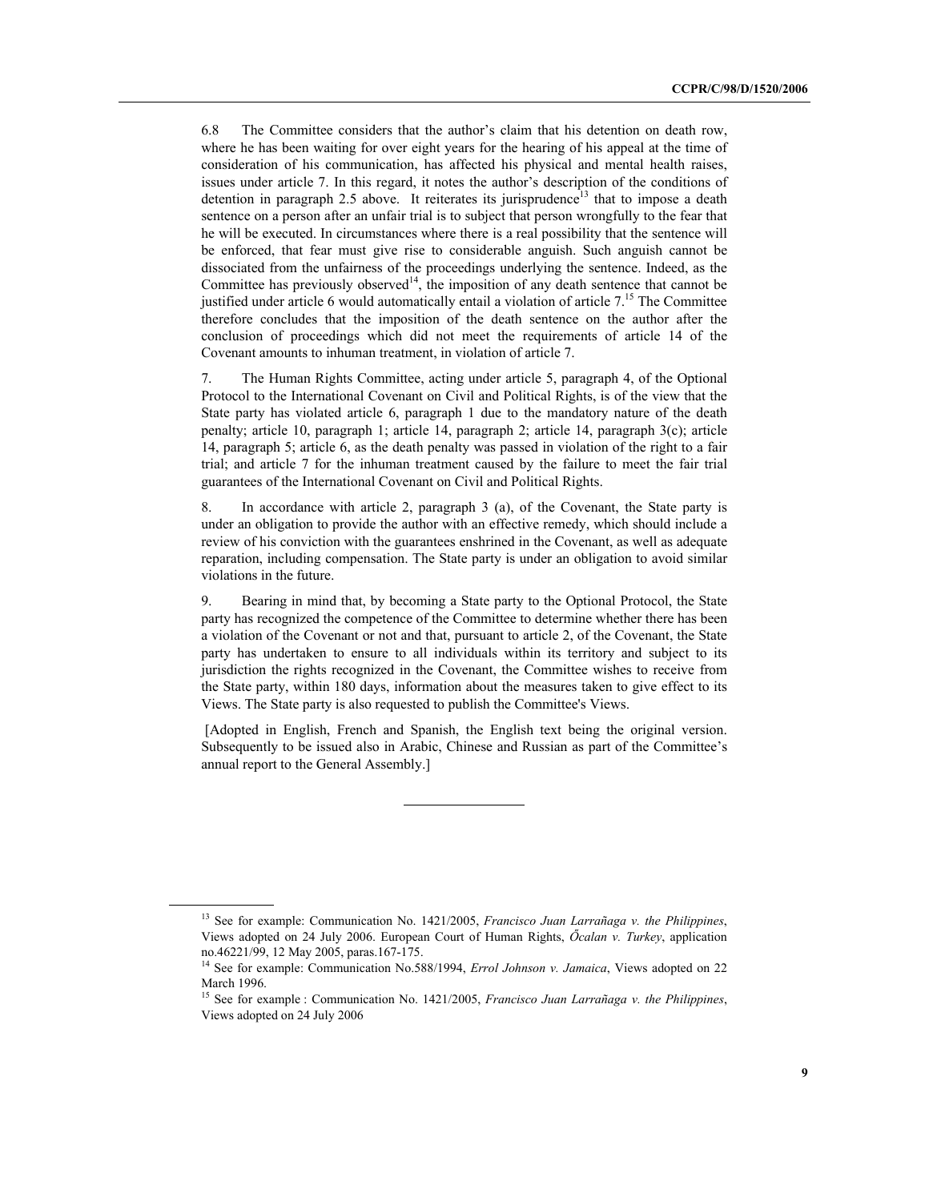6.8 The Committee considers that the author's claim that his detention on death row, where he has been waiting for over eight years for the hearing of his appeal at the time of consideration of his communication, has affected his physical and mental health raises, issues under article 7. In this regard, it notes the author's description of the conditions of detention in paragraph 2.5 above. It reiterates its jurisprudence[13] that to impose a death sentence on a person after an unfair trial is to subject that person wrongfully to the fear that he will be executed. In circumstances where there is a real possibility that the sentence will be enforced, that fear must give rise to considerable anguish. Such anguish cannot be dissociated from the unfairness of the proceedings underlying the sentence. Indeed, as the Committee has previously observed[14], the imposition of any death sentence that cannot be justified under article 6 would automatically entail a violation of article 7.[15] The Committee therefore concludes that the imposition of the death sentence on the author after the conclusion of proceedings which did not meet the requirements of article 14 of the Covenant amounts to inhuman treatment, in violation of article 7.

7. The Human Rights Committee, acting under article 5, paragraph 4, of the Optional Protocol to the International Covenant on Civil and Political Rights, is of the view that the State party has violated article 6, paragraph 1 due to the mandatory nature of the death penalty; article 10, paragraph 1; article 14, paragraph 2; article 14, paragraph 3(c); article 14, paragraph 5; article 6, as the death penalty was passed in violation of the right to a fair trial; and article 7 for the inhuman treatment caused by the failure to meet the fair trial guarantees of the International Covenant on Civil and Political Rights.

8. In accordance with article 2, paragraph 3 (a), of the Covenant, the State party is under an obligation to provide the author with an effective remedy, which should include a review of his conviction with the guarantees enshrined in the Covenant, as well as adequate reparation, including compensation. The State party is under an obligation to avoid similar violations in the future.

9. Bearing in mind that, by becoming a State party to the Optional Protocol, the State party has recognized the competence of the Committee to determine whether there has been a violation of the Covenant or not and that, pursuant to article 2, of the Covenant, the State party has undertaken to ensure to all individuals within its territory and subject to its jurisdiction the rights recognized in the Covenant, the Committee wishes to receive from the State party, within 180 days, information about the measures taken to give effect to its Views. The State party is also requested to publish the Committee's Views.

[Adopted in English, French and Spanish, the English text being the original version. Subsequently to be issued also in Arabic, Chinese and Russian as part of the Committee's annual report to the General Assembly.]

---

[13] See for example: Communication No. 1421/2005, *Francisco Juan Larrañaga v. the Philippines*, Views adopted on 24 July 2006. European Court of Human Rights, *Őcalan v. Turkey*, application no.46221/99, 12 May 2005, paras.167-175.

[14] See for example: Communication No.588/1994, *Errol Johnson v. Jamaica*, Views adopted on 22 March 1996.

[15] See for example : Communication No. 1421/2005, *Francisco Juan Larrañaga v. the Philippines*, Views adopted on 24 July 2006